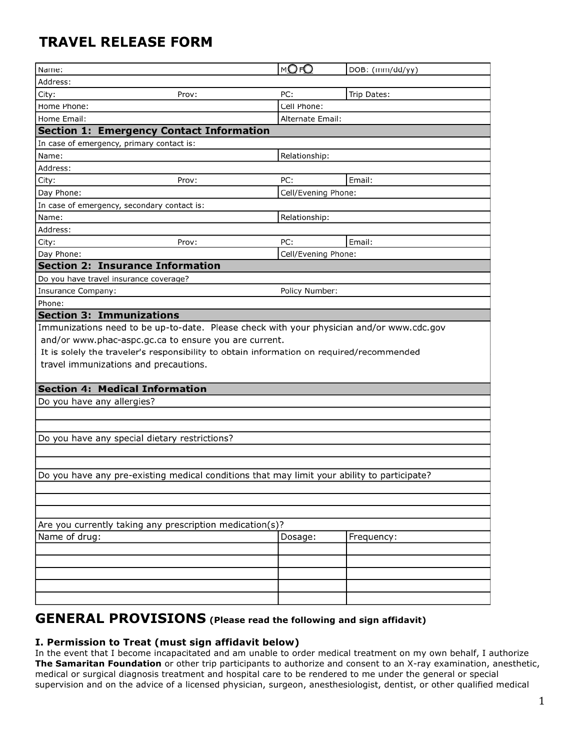# TRAVEL RELEASE FORM

| Name: | | M ◯ F ◯ | DOB: (mm/dd/yy) |
|---|---|---|---|
| Address: | | | |
| City: | Prov: | PC: | Trip Dates: |
| Home Phone: | | Cell Phone: | |
| Home Email: | | Alternate Email: | |

| **Section 1: Emergency Contact Information** | | | |
|---|---|---|---|
| In case of emergency, primary contact is: | | | |
| Name: | | Relationship: | |
| Address: | | | |
| City: | Prov: | PC: | Email: |
| Day Phone: | | Cell/Evening Phone: | |
| In case of emergency, secondary contact is: | | | |
| Name: | | Relationship: | |
| Address: | | | |
| City: | Prov: | PC: | Email: |
| Day Phone: | | Cell/Evening Phone: | |

| **Section 2: Insurance Information** | |
|---|---|
| Do you have travel insurance coverage? | |
| Insurance Company: | Policy Number: |
| Phone: | |

**Section 3: Immunizations**

Immunizations need to be up-to-date. Please check with your physician and/or www.cdc.gov and/or www.phac-aspc.gc.ca to ensure you are current.
It is solely the traveler's responsibility to obtain information on required/recommended travel immunizations and precautions.

**Section 4: Medical Information**

Do you have any allergies?

Do you have any special dietary restrictions?

Do you have any pre-existing medical conditions that may limit your ability to participate?

Are you currently taking any prescription medication(s)?

| Name of drug: | Dosage: | Frequency: |
|---|---|---|
| | | |
| | | |
| | | |
| | | |
| | | |

## GENERAL PROVISIONS (Please read the following and sign affidavit)

### I. Permission to Treat (must sign affidavit below)

In the event that I become incapacitated and am unable to order medical treatment on my own behalf, I authorize **The Samaritan Foundation** or other trip participants to authorize and consent to an X-ray examination, anesthetic, medical or surgical diagnosis treatment and hospital care to be rendered to me under the general or special supervision and on the advice of a licensed physician, surgeon, anesthesiologist, dentist, or other qualified medical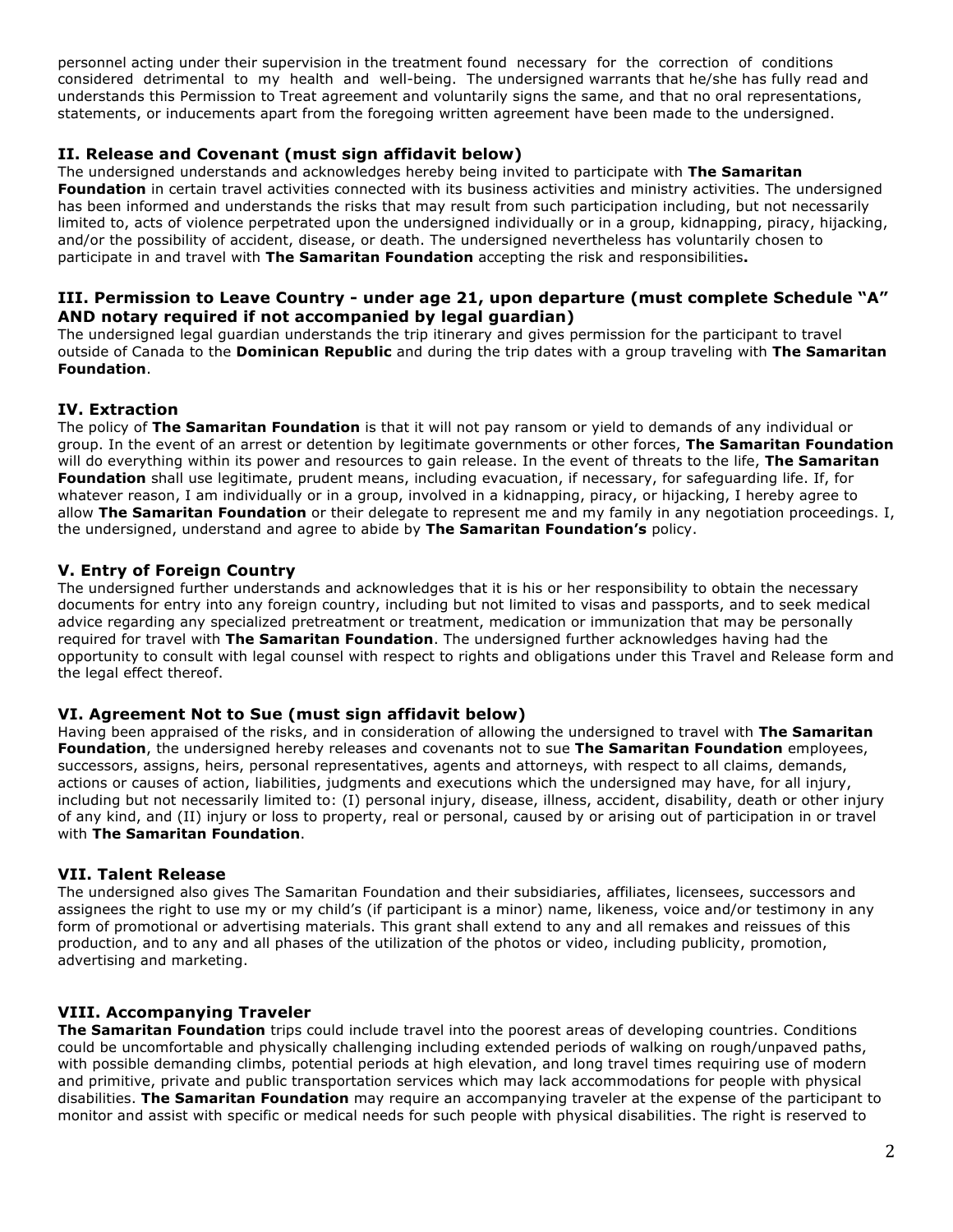personnel acting under their supervision in the treatment found necessary for the correction of conditions considered detrimental to my health and well-being. The undersigned warrants that he/she has fully read and understands this Permission to Treat agreement and voluntarily signs the same, and that no oral representations, statements, or inducements apart from the foregoing written agreement have been made to the undersigned.

### II. Release and Covenant (must sign affidavit below)

The undersigned understands and acknowledges hereby being invited to participate with **The Samaritan Foundation** in certain travel activities connected with its business activities and ministry activities. The undersigned has been informed and understands the risks that may result from such participation including, but not necessarily limited to, acts of violence perpetrated upon the undersigned individually or in a group, kidnapping, piracy, hijacking, and/or the possibility of accident, disease, or death. The undersigned nevertheless has voluntarily chosen to participate in and travel with **The Samaritan Foundation** accepting the risk and responsibilities**.**

### III. Permission to Leave Country - under age 21, upon departure (must complete Schedule "A" AND notary required if not accompanied by legal guardian)

The undersigned legal guardian understands the trip itinerary and gives permission for the participant to travel outside of Canada to the **Dominican Republic** and during the trip dates with a group traveling with **The Samaritan Foundation**.

### IV. Extraction

The policy of **The Samaritan Foundation** is that it will not pay ransom or yield to demands of any individual or group. In the event of an arrest or detention by legitimate governments or other forces, **The Samaritan Foundation** will do everything within its power and resources to gain release. In the event of threats to the life, **The Samaritan Foundation** shall use legitimate, prudent means, including evacuation, if necessary, for safeguarding life. If, for whatever reason, I am individually or in a group, involved in a kidnapping, piracy, or hijacking, I hereby agree to allow **The Samaritan Foundation** or their delegate to represent me and my family in any negotiation proceedings. I, the undersigned, understand and agree to abide by **The Samaritan Foundation's** policy.

### V. Entry of Foreign Country

The undersigned further understands and acknowledges that it is his or her responsibility to obtain the necessary documents for entry into any foreign country, including but not limited to visas and passports, and to seek medical advice regarding any specialized pretreatment or treatment, medication or immunization that may be personally required for travel with **The Samaritan Foundation**. The undersigned further acknowledges having had the opportunity to consult with legal counsel with respect to rights and obligations under this Travel and Release form and the legal effect thereof.

### VI. Agreement Not to Sue (must sign affidavit below)

Having been appraised of the risks, and in consideration of allowing the undersigned to travel with **The Samaritan Foundation**, the undersigned hereby releases and covenants not to sue **The Samaritan Foundation** employees, successors, assigns, heirs, personal representatives, agents and attorneys, with respect to all claims, demands, actions or causes of action, liabilities, judgments and executions which the undersigned may have, for all injury, including but not necessarily limited to: (I) personal injury, disease, illness, accident, disability, death or other injury of any kind, and (II) injury or loss to property, real or personal, caused by or arising out of participation in or travel with **The Samaritan Foundation**.

### VII. Talent Release

The undersigned also gives The Samaritan Foundation and their subsidiaries, affiliates, licensees, successors and assignees the right to use my or my child's (if participant is a minor) name, likeness, voice and/or testimony in any form of promotional or advertising materials. This grant shall extend to any and all remakes and reissues of this production, and to any and all phases of the utilization of the photos or video, including publicity, promotion, advertising and marketing.

### VIII. Accompanying Traveler

**The Samaritan Foundation** trips could include travel into the poorest areas of developing countries. Conditions could be uncomfortable and physically challenging including extended periods of walking on rough/unpaved paths, with possible demanding climbs, potential periods at high elevation, and long travel times requiring use of modern and primitive, private and public transportation services which may lack accommodations for people with physical disabilities. **The Samaritan Foundation** may require an accompanying traveler at the expense of the participant to monitor and assist with specific or medical needs for such people with physical disabilities. The right is reserved to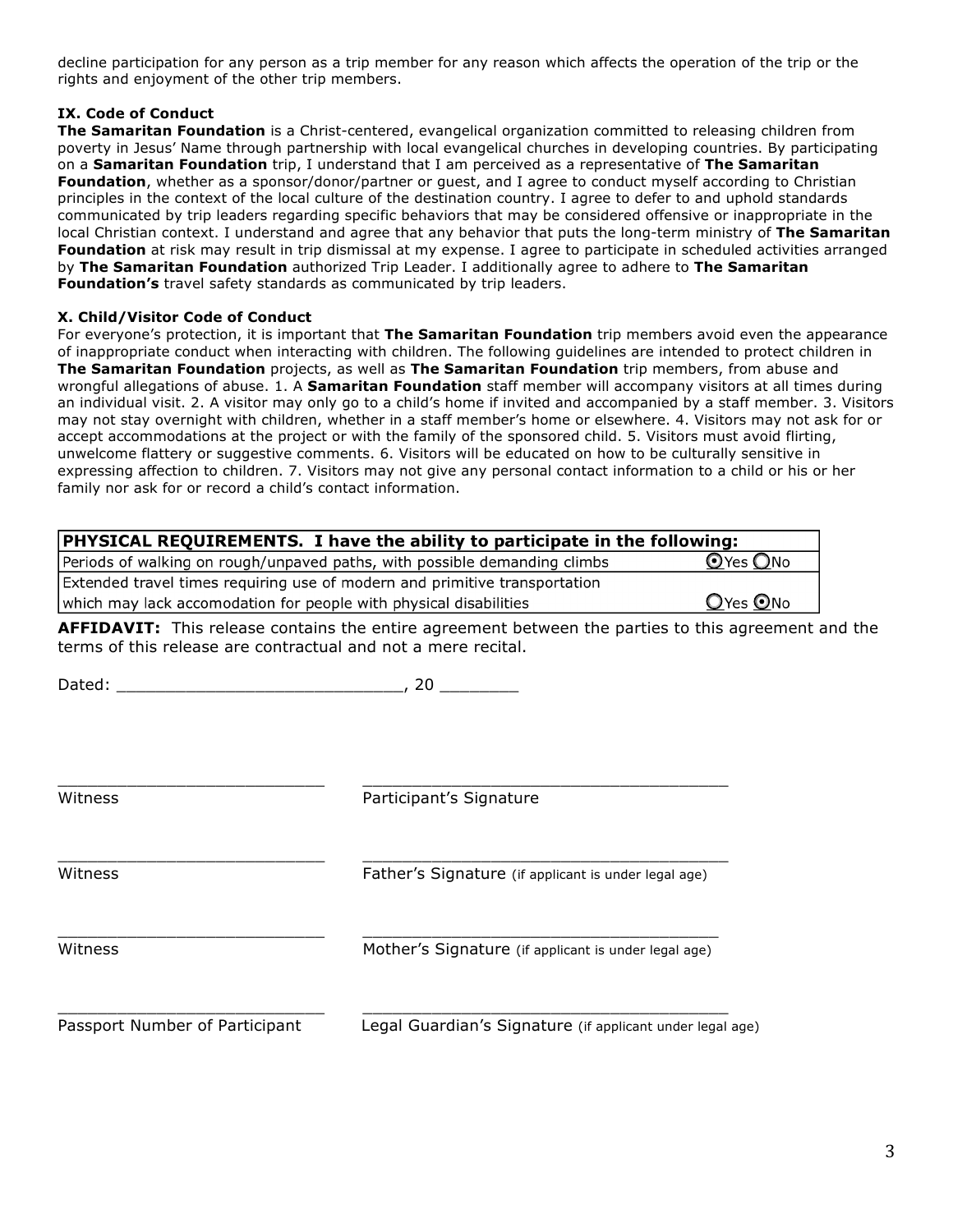decline participation for any person as a trip member for any reason which affects the operation of the trip or the rights and enjoyment of the other trip members.

### IX. Code of Conduct

**The Samaritan Foundation** is a Christ-centered, evangelical organization committed to releasing children from poverty in Jesus' Name through partnership with local evangelical churches in developing countries. By participating on a **Samaritan Foundation** trip, I understand that I am perceived as a representative of **The Samaritan Foundation**, whether as a sponsor/donor/partner or guest, and I agree to conduct myself according to Christian principles in the context of the local culture of the destination country. I agree to defer to and uphold standards communicated by trip leaders regarding specific behaviors that may be considered offensive or inappropriate in the local Christian context. I understand and agree that any behavior that puts the long-term ministry of **The Samaritan Foundation** at risk may result in trip dismissal at my expense. I agree to participate in scheduled activities arranged by **The Samaritan Foundation** authorized Trip Leader. I additionally agree to adhere to **The Samaritan Foundation's** travel safety standards as communicated by trip leaders.

### X. Child/Visitor Code of Conduct

For everyone's protection, it is important that **The Samaritan Foundation** trip members avoid even the appearance of inappropriate conduct when interacting with children. The following guidelines are intended to protect children in **The Samaritan Foundation** projects, as well as **The Samaritan Foundation** trip members, from abuse and wrongful allegations of abuse. 1. A **Samaritan Foundation** staff member will accompany visitors at all times during an individual visit. 2. A visitor may only go to a child's home if invited and accompanied by a staff member. 3. Visitors may not stay overnight with children, whether in a staff member's home or elsewhere. 4. Visitors may not ask for or accept accommodations at the project or with the family of the sponsored child. 5. Visitors must avoid flirting, unwelcome flattery or suggestive comments. 6. Visitors will be educated on how to be culturally sensitive in expressing affection to children. 7. Visitors may not give any personal contact information to a child or his or her family nor ask for or record a child's contact information.

| PHYSICAL REQUIREMENTS. I have the ability to participate in the following: | |
|---|---|
| Periods of walking on rough/unpaved paths, with possible demanding climbs | ⦿Yes ○No |
| Extended travel times requiring use of modern and primitive transportation which may lack accomodation for people with physical disabilities | ○Yes ⦿No |

**AFFIDAVIT:** This release contains the entire agreement between the parties to this agreement and the terms of this release are contractual and not a mere recital.

Dated: ____________________________, 20 ________

| | |
|---|---|
| ____________________________ Witness | ______________________________________ Participant's Signature |
| ____________________________ Witness | ______________________________________ Father's Signature (if applicant is under legal age) |
| ____________________________ Witness | ______________________________________ Mother's Signature (if applicant is under legal age) |
| ____________________________ Passport Number of Participant | ______________________________________ Legal Guardian's Signature (if applicant under legal age) |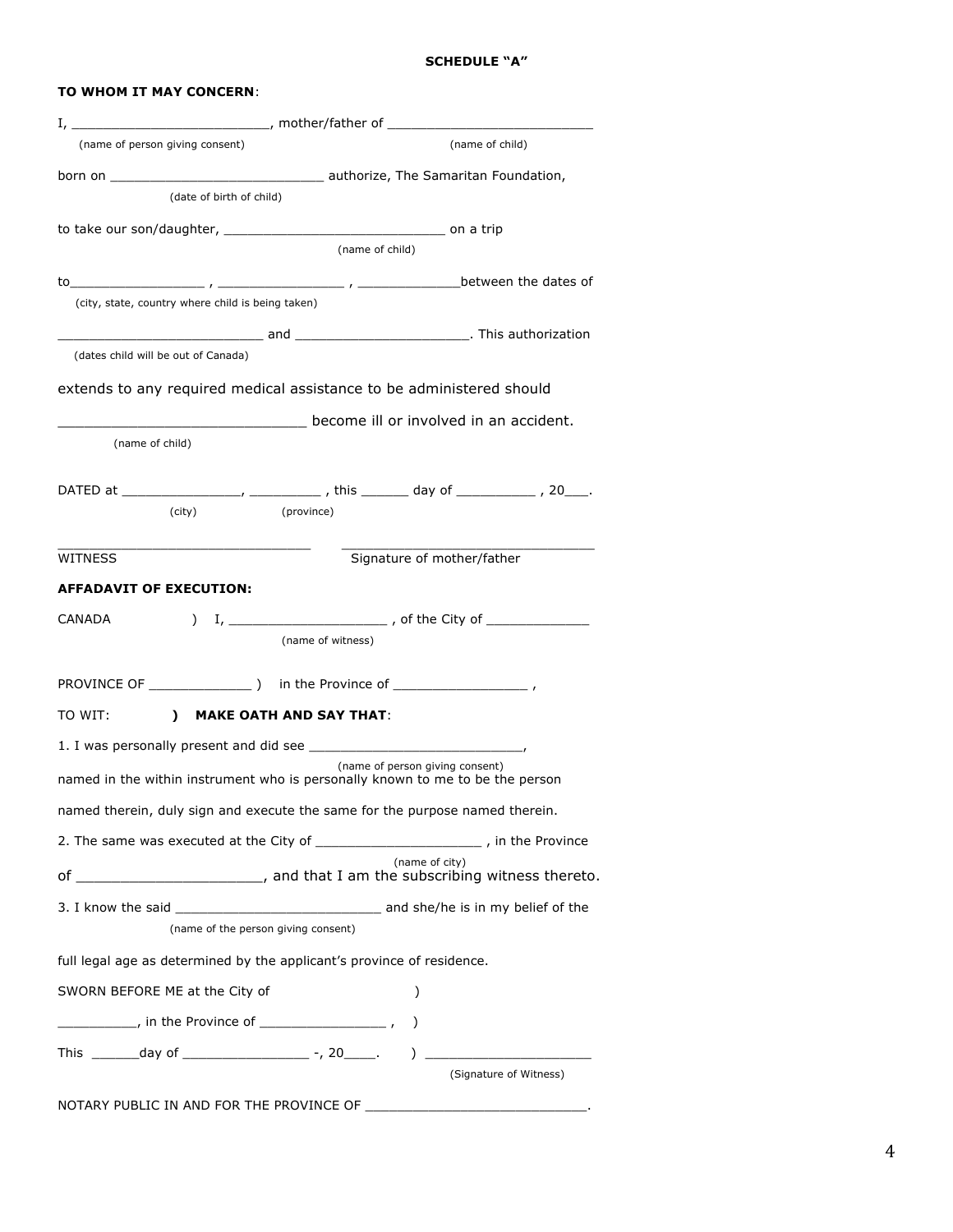**SCHEDULE "A"**

**TO WHOM IT MAY CONCERN**:

I, _________________________, mother/father of __________________________
(name of person giving consent) (name of child)

born on ___________________________ authorize, The Samaritan Foundation,
(date of birth of child)

to take our son/daughter, ____________________________ on a trip
(name of child)

to_________________ , ________________ , _____________between the dates of
(city, state, country where child is being taken)

__________________________ and ______________________. This authorization
(dates child will be out of Canada)

extends to any required medical assistance to be administered should

______________________________ become ill or involved in an accident.
(name of child)

DATED at _______________, _________ , this ______ day of __________ , 20___.
(city) (province)

________________________________ ________________________________
WITNESS Signature of mother/father

**AFFADAVIT OF EXECUTION:**

CANADA ) I, ____________________ , of the City of _____________
(name of witness)

PROVINCE OF _____________ ) in the Province of _________________ ,

TO WIT: **) MAKE OATH AND SAY THAT**:

1. I was personally present and did see ___________________________,
(name of person giving consent)
named in the within instrument who is personally known to me to be the person named therein, duly sign and execute the same for the purpose named therein.

2. The same was executed at the City of _____________________ , in the Province
(name of city)
of _______________________, and that I am the subscribing witness thereto.

3. I know the said __________________________ and she/he is in my belief of the
(name of the person giving consent)
full legal age as determined by the applicant's province of residence.

SWORN BEFORE ME at the City of )

__________, in the Province of ________________ , )

This ______day of ________________ -, 20____. ) ____________________
(Signature of Witness)

NOTARY PUBLIC IN AND FOR THE PROVINCE OF ____________________________.